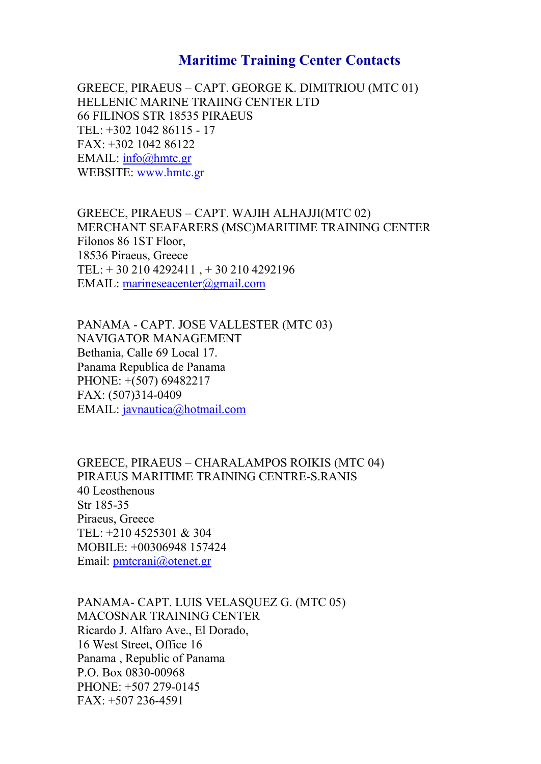# Maritime Training Center Contacts

GREECE, PIRAEUS – CAPT. GEORGE K. DIMITRIOU (MTC 01)
HELLENIC MARINE TRAIING CENTER LTD
66 FILINOS STR 18535 PIRAEUS
TEL: +302 1042 86115 - 17
FAX: +302 1042 86122
EMAIL: info@hmtc.gr
WEBSITE: www.hmtc.gr

GREECE, PIRAEUS – CAPT. WAJIH ALHAJJI(MTC 02)
MERCHANT SEAFARERS (MSC)MARITIME TRAINING CENTER
Filonos 86 1ST Floor,
18536 Piraeus, Greece
TEL: + 30 210 4292411 , + 30 210 4292196
EMAIL: marineseacenter@gmail.com

PANAMA - CAPT. JOSE VALLESTER (MTC 03)
NAVIGATOR MANAGEMENT
Bethania, Calle 69 Local 17.
Panama Republica de Panama
PHONE: +(507) 69482217
FAX: (507)314-0409
EMAIL: javnautica@hotmail.com

GREECE, PIRAEUS – CHARALAMPOS ROIKIS (MTC 04)
PIRAEUS MARITIME TRAINING CENTRE-S.RANIS
40 Leosthenous
Str 185-35
Piraeus, Greece
TEL: +210 4525301 & 304
MOBILE: +00306948 157424
Email: pmtcrani@otenet.gr

PANAMA- CAPT. LUIS VELASQUEZ G. (MTC 05)
MACOSNAR TRAINING CENTER
Ricardo J. Alfaro Ave., El Dorado,
16 West Street, Office 16
Panama , Republic of Panama
P.O. Box 0830-00968
PHONE: +507 279-0145
FAX: +507 236-4591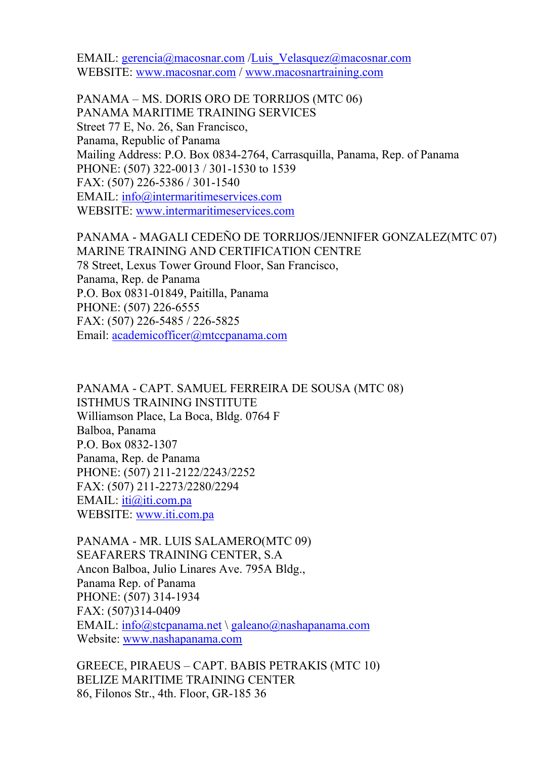EMAIL: gerencia@macosnar.com /Luis_Velasquez@macosnar.com
WEBSITE: www.macosnar.com / www.macosnartraining.com

PANAMA – MS. DORIS ORO DE TORRIJOS (MTC 06)
PANAMA MARITIME TRAINING SERVICES
Street 77 E, No. 26, San Francisco,
Panama, Republic of Panama
Mailing Address: P.O. Box 0834-2764, Carrasquilla, Panama, Rep. of Panama
PHONE: (507) 322-0013 / 301-1530 to 1539
FAX: (507) 226-5386 / 301-1540
EMAIL: info@intermaritimeservices.com
WEBSITE: www.intermaritimeservices.com

PANAMA - MAGALI CEDEÑO DE TORRIJOS/JENNIFER GONZALEZ(MTC 07)
MARINE TRAINING AND CERTIFICATION CENTRE
78 Street, Lexus Tower Ground Floor, San Francisco,
Panama, Rep. de Panama
P.O. Box 0831-01849, Paitilla, Panama
PHONE: (507) 226-6555
FAX: (507) 226-5485 / 226-5825
Email: academicofficer@mtccpanama.com

PANAMA - CAPT. SAMUEL FERREIRA DE SOUSA (MTC 08)
ISTHMUS TRAINING INSTITUTE
Williamson Place, La Boca, Bldg. 0764 F
Balboa, Panama
P.O. Box 0832-1307
Panama, Rep. de Panama
PHONE: (507) 211-2122/2243/2252
FAX: (507) 211-2273/2280/2294
EMAIL: iti@iti.com.pa
WEBSITE: www.iti.com.pa

PANAMA - MR. LUIS SALAMERO(MTC 09)
SEAFARERS TRAINING CENTER, S.A
Ancon Balboa, Julio Linares Ave. 795A Bldg.,
Panama Rep. of Panama
PHONE: (507) 314-1934
FAX: (507)314-0409
EMAIL: info@stcpanama.net \ galeano@nashapanama.com
Website: www.nashapanama.com

GREECE, PIRAEUS – CAPT. BABIS PETRAKIS (MTC 10)
BELIZE MARITIME TRAINING CENTER
86, Filonos Str., 4th. Floor, GR-185 36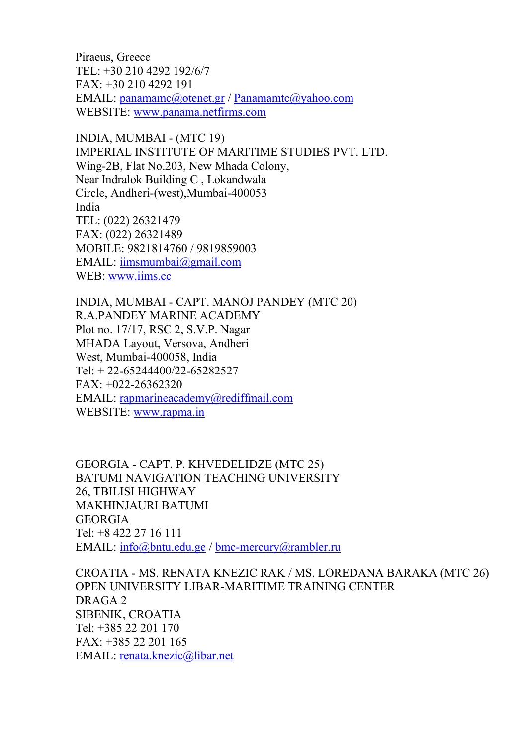Piraeus, Greece
TEL: +30 210 4292 192/6/7
FAX: +30 210 4292 191
EMAIL: panamamc@otenet.gr / Panamamtc@yahoo.com
WEBSITE: www.panama.netfirms.com

INDIA, MUMBAI - (MTC 19)
IMPERIAL INSTITUTE OF MARITIME STUDIES PVT. LTD.
Wing-2B, Flat No.203, New Mhada Colony,
Near Indralok Building C , Lokandwala
Circle, Andheri-(west),Mumbai-400053
India
TEL: (022) 26321479
FAX: (022) 26321489
MOBILE: 9821814760 / 9819859003
EMAIL: iimsmumbai@gmail.com
WEB: www.iims.cc

INDIA, MUMBAI - CAPT. MANOJ PANDEY (MTC 20)
R.A.PANDEY MARINE ACADEMY
Plot no. 17/17, RSC 2, S.V.P. Nagar
MHADA Layout, Versova, Andheri
West, Mumbai-400058, India
Tel: + 22-65244400/22-65282527
FAX: +022-26362320
EMAIL: rapmarineacademy@rediffmail.com
WEBSITE: www.rapma.in

GEORGIA - CAPT. P. KHVEDELIDZE (MTC 25)
BATUMI NAVIGATION TEACHING UNIVERSITY
26, TBILISI HIGHWAY
MAKHINJAURI BATUMI
GEORGIA
Tel: +8 422 27 16 111
EMAIL: info@bntu.edu.ge / bmc-mercury@rambler.ru

CROATIA - MS. RENATA KNEZIC RAK / MS. LOREDANA BARAKA (MTC 26)
OPEN UNIVERSITY LIBAR-MARITIME TRAINING CENTER
DRAGA 2
SIBENIK, CROATIA
Tel: +385 22 201 170
FAX: +385 22 201 165
EMAIL: renata.knezic@libar.net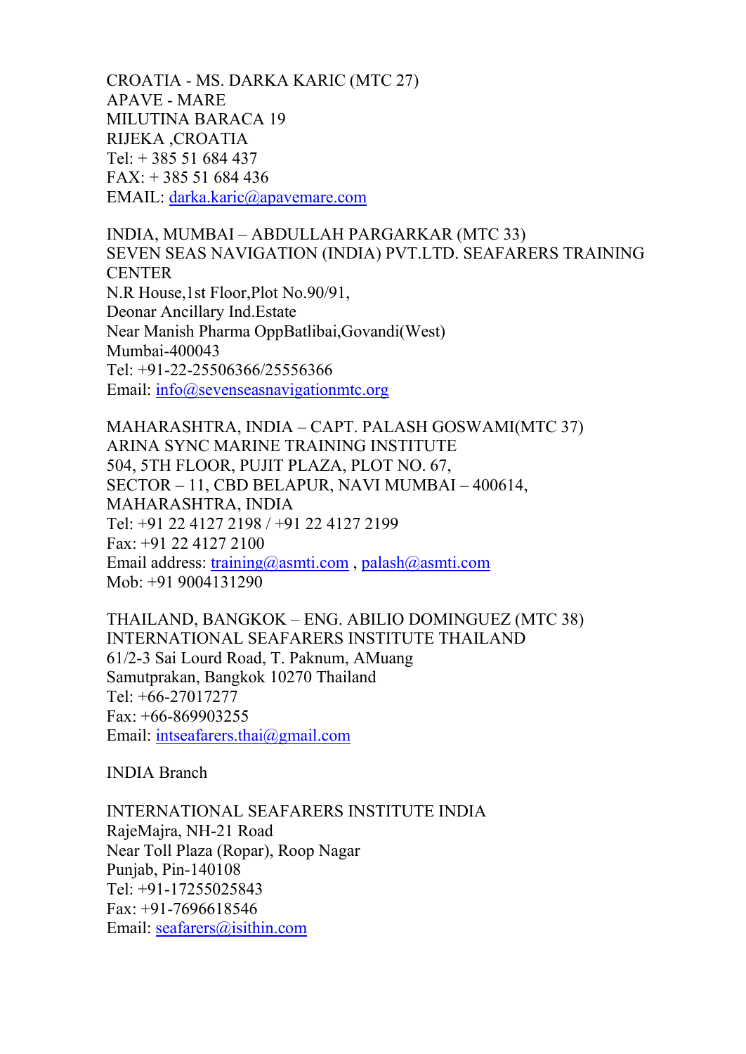CROATIA - MS. DARKA KARIC (MTC 27)
APAVE - MARE
MILUTINA BARACA 19
RIJEKA ,CROATIA
Tel: + 385 51 684 437
FAX: + 385 51 684 436
EMAIL: darka.karic@apavemare.com

INDIA, MUMBAI – ABDULLAH PARGARKAR (MTC 33)
SEVEN SEAS NAVIGATION (INDIA) PVT.LTD. SEAFARERS TRAINING CENTER
N.R House,1st Floor,Plot No.90/91,
Deonar Ancillary Ind.Estate
Near Manish Pharma OppBatlibai,Govandi(West)
Mumbai-400043
Tel: +91-22-25506366/25556366
Email: info@sevenseasnavigationmtc.org

MAHARASHTRA, INDIA – CAPT. PALASH GOSWAMI(MTC 37)
ARINA SYNC MARINE TRAINING INSTITUTE
504, 5TH FLOOR, PUJIT PLAZA, PLOT NO. 67,
SECTOR – 11, CBD BELAPUR, NAVI MUMBAI – 400614,
MAHARASHTRA, INDIA
Tel: +91 22 4127 2198 / +91 22 4127 2199
Fax: +91 22 4127 2100
Email address: training@asmti.com , palash@asmti.com
Mob: +91 9004131290

THAILAND, BANGKOK – ENG. ABILIO DOMINGUEZ (MTC 38)
INTERNATIONAL SEAFARERS INSTITUTE THAILAND
61/2-3 Sai Lourd Road, T. Paknum, AMuang
Samutprakan, Bangkok 10270 Thailand
Tel: +66-27017277
Fax: +66-869903255
Email: intseafarers.thai@gmail.com

INDIA Branch

INTERNATIONAL SEAFARERS INSTITUTE INDIA
RajeMajra, NH-21 Road
Near Toll Plaza (Ropar), Roop Nagar
Punjab, Pin-140108
Tel: +91-17255025843
Fax: +91-7696618546
Email: seafarers@isithin.com